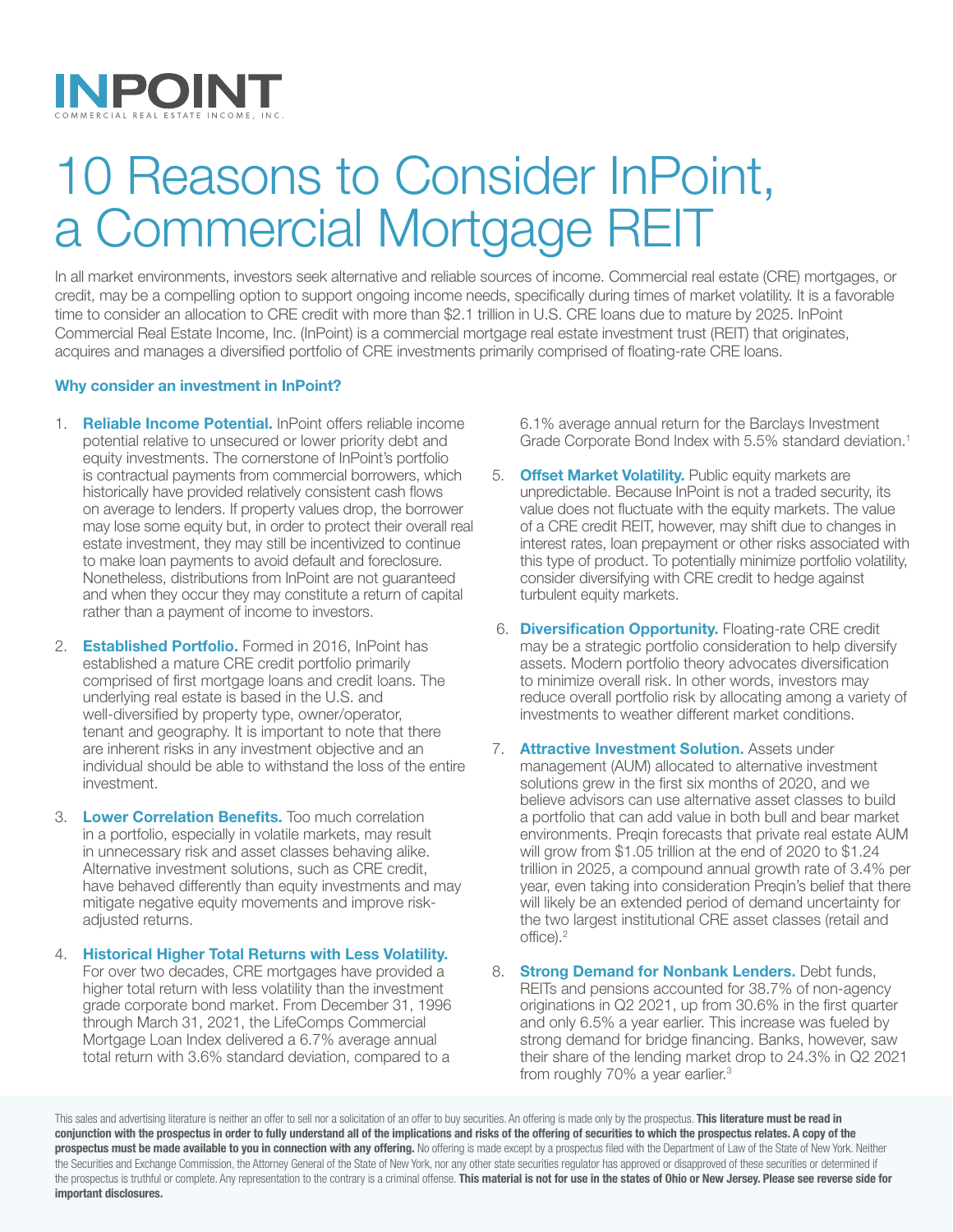# INPOINT

COMMERCIAL REAL ESTATE INCOME, INC.

# 10 Reasons to Consider InPoint, a Commercial Mortgage REIT

In all market environments, investors seek alternative and reliable sources of income. Commercial real estate (CRE) mortgages, or credit, may be a compelling option to support ongoing income needs, specifically during times of market volatility. It is a favorable time to consider an allocation to CRE credit with more than $2.1 trillion in U.S. CRE loans due to mature by 2025. InPoint Commercial Real Estate Income, Inc. (InPoint) is a commercial mortgage real estate investment trust (REIT) that originates, acquires and manages a diversified portfolio of CRE investments primarily comprised of floating-rate CRE loans.

### Why consider an investment in InPoint?

1. **Reliable Income Potential.** InPoint offers reliable income potential relative to unsecured or lower priority debt and equity investments. The cornerstone of InPoint's portfolio is contractual payments from commercial borrowers, which historically have provided relatively consistent cash flows on average to lenders. If property values drop, the borrower may lose some equity but, in order to protect their overall real estate investment, they may still be incentivized to continue to make loan payments to avoid default and foreclosure. Nonetheless, distributions from InPoint are not guaranteed and when they occur they may constitute a return of capital rather than a payment of income to investors.

2. **Established Portfolio.** Formed in 2016, InPoint has established a mature CRE credit portfolio primarily comprised of first mortgage loans and credit loans. The underlying real estate is based in the U.S. and well-diversified by property type, owner/operator, tenant and geography. It is important to note that there are inherent risks in any investment objective and an individual should be able to withstand the loss of the entire investment.

3. **Lower Correlation Benefits.** Too much correlation in a portfolio, especially in volatile markets, may result in unnecessary risk and asset classes behaving alike. Alternative investment solutions, such as CRE credit, have behaved differently than equity investments and may mitigate negative equity movements and improve risk-adjusted returns.

4. **Historical Higher Total Returns with Less Volatility.** For over two decades, CRE mortgages have provided a higher total return with less volatility than the investment grade corporate bond market. From December 31, 1996 through March 31, 2021, the LifeComps Commercial Mortgage Loan Index delivered a 6.7% average annual total return with 3.6% standard deviation, compared to a 6.1% average annual return for the Barclays Investment Grade Corporate Bond Index with 5.5% standard deviation.[1]

5. **Offset Market Volatility.** Public equity markets are unpredictable. Because InPoint is not a traded security, its value does not fluctuate with the equity markets. The value of a CRE credit REIT, however, may shift due to changes in interest rates, loan prepayment or other risks associated with this type of product. To potentially minimize portfolio volatility, consider diversifying with CRE credit to hedge against turbulent equity markets.

6. **Diversification Opportunity.** Floating-rate CRE credit may be a strategic portfolio consideration to help diversify assets. Modern portfolio theory advocates diversification to minimize overall risk. In other words, investors may reduce overall portfolio risk by allocating among a variety of investments to weather different market conditions.

7. **Attractive Investment Solution.** Assets under management (AUM) allocated to alternative investment solutions grew in the first six months of 2020, and we believe advisors can use alternative asset classes to build a portfolio that can add value in both bull and bear market environments. Preqin forecasts that private real estate AUM will grow from $1.05 trillion at the end of 2020 to $1.24 trillion in 2025, a compound annual growth rate of 3.4% per year, even taking into consideration Preqin's belief that there will likely be an extended period of demand uncertainty for the two largest institutional CRE asset classes (retail and office).[2]

8. **Strong Demand for Nonbank Lenders.** Debt funds, REITs and pensions accounted for 38.7% of non-agency originations in Q2 2021, up from 30.6% in the first quarter and only 6.5% a year earlier. This increase was fueled by strong demand for bridge financing. Banks, however, saw their share of the lending market drop to 24.3% in Q2 2021 from roughly 70% a year earlier.[3]

This sales and advertising literature is neither an offer to sell nor a solicitation of an offer to buy securities. An offering is made only by the prospectus. **This literature must be read in conjunction with the prospectus in order to fully understand all of the implications and risks of the offering of securities to which the prospectus relates. A copy of the prospectus must be made available to you in connection with any offering.** No offering is made except by a prospectus filed with the Department of Law of the State of New York. Neither the Securities and Exchange Commission, the Attorney General of the State of New York, nor any other state securities regulator has approved or disapproved of these securities or determined if the prospectus is truthful or complete. Any representation to the contrary is a criminal offense. **This material is not for use in the states of Ohio or New Jersey. Please see reverse side for important disclosures.**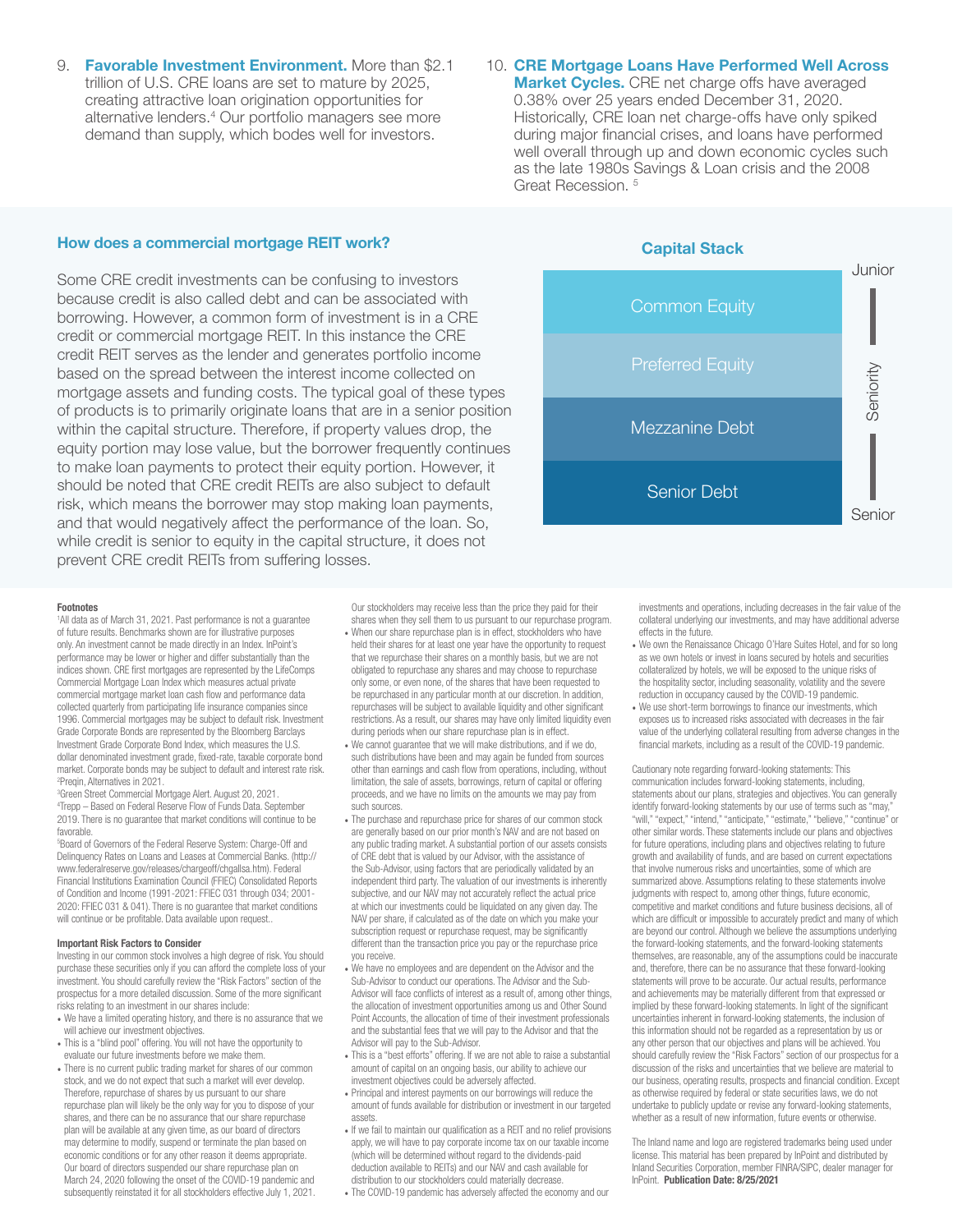9. **Favorable Investment Environment.** More than $2.1 trillion of U.S. CRE loans are set to mature by 2025, creating attractive loan origination opportunities for alternative lenders.[4] Our portfolio managers see more demand than supply, which bodes well for investors.

10. **CRE Mortgage Loans Have Performed Well Across Market Cycles.** CRE net charge offs have averaged 0.38% over 25 years ended December 31, 2020. Historically, CRE loan net charge-offs have only spiked during major financial crises, and loans have performed well overall through up and down economic cycles such as the late 1980s Savings & Loan crisis and the 2008 Great Recession.[5]

## How does a commercial mortgage REIT work?

Some CRE credit investments can be confusing to investors because credit is also called debt and can be associated with borrowing. However, a common form of investment is in a CRE credit or commercial mortgage REIT. In this instance the CRE credit REIT serves as the lender and generates portfolio income based on the spread between the interest income collected on mortgage assets and funding costs. The typical goal of these types of products is to primarily originate loans that are in a senior position within the capital structure. Therefore, if property values drop, the equity portion may lose value, but the borrower frequently continues to make loan payments to protect their equity portion. However, it should be noted that CRE credit REITs are also subject to default risk, which means the borrower may stop making loan payments, and that would negatively affect the performance of the loan. So, while credit is senior to equity in the capital structure, it does not prevent CRE credit REITs from suffering losses.

**Capital Stack**

Junior

Common Equity

Preferred Equity

Mezzanine Debt

Senior Debt

Seniority

Senior

#### Footnotes

[1]All data as of March 31, 2021. Past performance is not a guarantee of future results. Benchmarks shown are for illustrative purposes only. An investment cannot be made directly in an Index. InPoint's performance may be lower or higher and differ substantially than the indices shown. CRE first mortgages are represented by the LifeComps Commercial Mortgage Loan Index which measures actual private commercial mortgage market loan cash flow and performance data collected quarterly from participating life insurance companies since 1996. Commercial mortgages may be subject to default risk. Investment Grade Corporate Bonds are represented by the Bloomberg Barclays Investment Grade Corporate Bond Index, which measures the U.S. dollar denominated investment grade, fixed-rate, taxable corporate bond market. Corporate bonds may be subject to default and interest rate risk.
[2]Preqin, Alternatives in 2021.
[3]Green Street Commercial Mortgage Alert. August 20, 2021.
[4]Trepp – Based on Federal Reserve Flow of Funds Data. September 2019. There is no guarantee that market conditions will continue to be favorable.
[5]Board of Governors of the Federal Reserve System: Charge-Off and Delinquency Rates on Loans and Leases at Commercial Banks. (http://www.federalreserve.gov/releases/chargeoff/chgallsa.htm). Federal Financial Institutions Examination Council (FFIEC) Consolidated Reports of Condition and Income (1991-2021: FFIEC 031 through 034; 2001-2020: FFIEC 031 & 041). There is no guarantee that market conditions will continue or be profitable. Data available upon request..

#### Important Risk Factors to Consider

Investing in our common stock involves a high degree of risk. You should purchase these securities only if you can afford the complete loss of your investment. You should carefully review the "Risk Factors" section of the prospectus for a more detailed discussion. Some of the more significant risks relating to an investment in our shares include:

- We have a limited operating history, and there is no assurance that we will achieve our investment objectives.
- This is a "blind pool" offering. You will not have the opportunity to evaluate our future investments before we make them.
- There is no current public trading market for shares of our common stock, and we do not expect that such a market will ever develop. Therefore, repurchase of shares by us pursuant to our share repurchase plan will likely be the only way for you to dispose of your shares, and there can be no assurance that our share repurchase plan will be available at any given time, as our board of directors may determine to modify, suspend or terminate the plan based on economic conditions or for any other reason it deems appropriate. Our board of directors suspended our share repurchase plan on March 24, 2020 following the onset of the COVID-19 pandemic and subsequently reinstated it for all stockholders effective July 1, 2021. Our stockholders may receive less than the price they paid for their shares when they sell them to us pursuant to our repurchase program.
- When our share repurchase plan is in effect, stockholders who have held their shares for at least one year have the opportunity to request that we repurchase their shares on a monthly basis, but we are not obligated to repurchase any shares and may choose to repurchase only some, or even none, of the shares that have been requested to be repurchased in any particular month at our discretion. In addition, repurchases will be subject to available liquidity and other significant restrictions. As a result, our shares may have only limited liquidity even during periods when our share repurchase plan is in effect.
- We cannot guarantee that we will make distributions, and if we do, such distributions have been and may again be funded from sources other than earnings and cash flow from operations, including, without limitation, the sale of assets, borrowings, return of capital or offering proceeds, and we have no limits on the amounts we may pay from such sources.
- The purchase and repurchase price for shares of our common stock are generally based on our prior month's NAV and are not based on any public trading market. A substantial portion of our assets consists of CRE debt that is valued by our Advisor, with the assistance of the Sub-Advisor, using factors that are periodically validated by an independent third party. The valuation of our investments is inherently subjective, and our NAV may not accurately reflect the actual price at which our investments could be liquidated on any given day. The NAV per share, if calculated as of the date on which you make your subscription request or repurchase request, may be significantly different than the transaction price you pay or the repurchase price you receive.
- We have no employees and are dependent on the Advisor and the Sub-Advisor to conduct our operations. The Advisor and the Sub-Advisor will face conflicts of interest as a result of, among other things, the allocation of investment opportunities among us and Other Sound Point Accounts, the allocation of time of their investment professionals and the substantial fees that we will pay to the Advisor and that the Advisor will pay to the Sub-Advisor.
- This is a "best efforts" offering. If we are not able to raise a substantial amount of capital on an ongoing basis, our ability to achieve our investment objectives could be adversely affected.
- Principal and interest payments on our borrowings will reduce the amount of funds available for distribution or investment in our targeted assets.
- If we fail to maintain our qualification as a REIT and no relief provisions apply, we will have to pay corporate income tax on our taxable income (which will be determined without regard to the dividends-paid deduction available to REITs) and our NAV and cash available for distribution to our stockholders could materially decrease.
- The COVID-19 pandemic has adversely affected the economy and our investments and operations, including decreases in the fair value of the collateral underlying our investments, and may have additional adverse effects in the future.
- We own the Renaissance Chicago O'Hare Suites Hotel, and for so long as we own hotels or invest in loans secured by hotels and securities collateralized by hotels, we will be exposed to the unique risks of the hospitality sector, including seasonality, volatility and the severe reduction in occupancy caused by the COVID-19 pandemic.
- We use short-term borrowings to finance our investments, which exposes us to increased risks associated with decreases in the fair value of the underlying collateral resulting from adverse changes in the financial markets, including as a result of the COVID-19 pandemic.

Cautionary note regarding forward-looking statements: This communication includes forward-looking statements, including, statements about our plans, strategies and objectives. You can generally identify forward-looking statements by our use of terms such as "may," "will," "expect," "intend," "anticipate," "estimate," "believe," "continue" or other similar words. These statements include our plans and objectives for future operations, including plans and objectives relating to future growth and availability of funds, and are based on current expectations that involve numerous risks and uncertainties, some of which are summarized above. Assumptions relating to these statements involve judgments with respect to, among other things, future economic, competitive and market conditions and future business decisions, all of which are difficult or impossible to accurately predict and many of which are beyond our control. Although we believe the assumptions underlying the forward-looking statements, and the forward-looking statements themselves, are reasonable, any of the assumptions could be inaccurate and, therefore, there can be no assurance that these forward-looking statements will prove to be accurate. Our actual results, performance and achievements may be materially different from that expressed or implied by these forward-looking statements. In light of the significant uncertainties inherent in forward-looking statements, the inclusion of this information should not be regarded as a representation by us or any other person that our objectives and plans will be achieved. You should carefully review the "Risk Factors" section of our prospectus for a discussion of the risks and uncertainties that we believe are material to our business, operating results, prospects and financial condition. Except as otherwise required by federal or state securities laws, we do not undertake to publicly update or revise any forward-looking statements, whether as a result of new information, future events or otherwise.

The Inland name and logo are registered trademarks being used under license. This material has been prepared by InPoint and distributed by Inland Securities Corporation, member FINRA/SIPC, dealer manager for InPoint. **Publication Date: 8/25/2021**